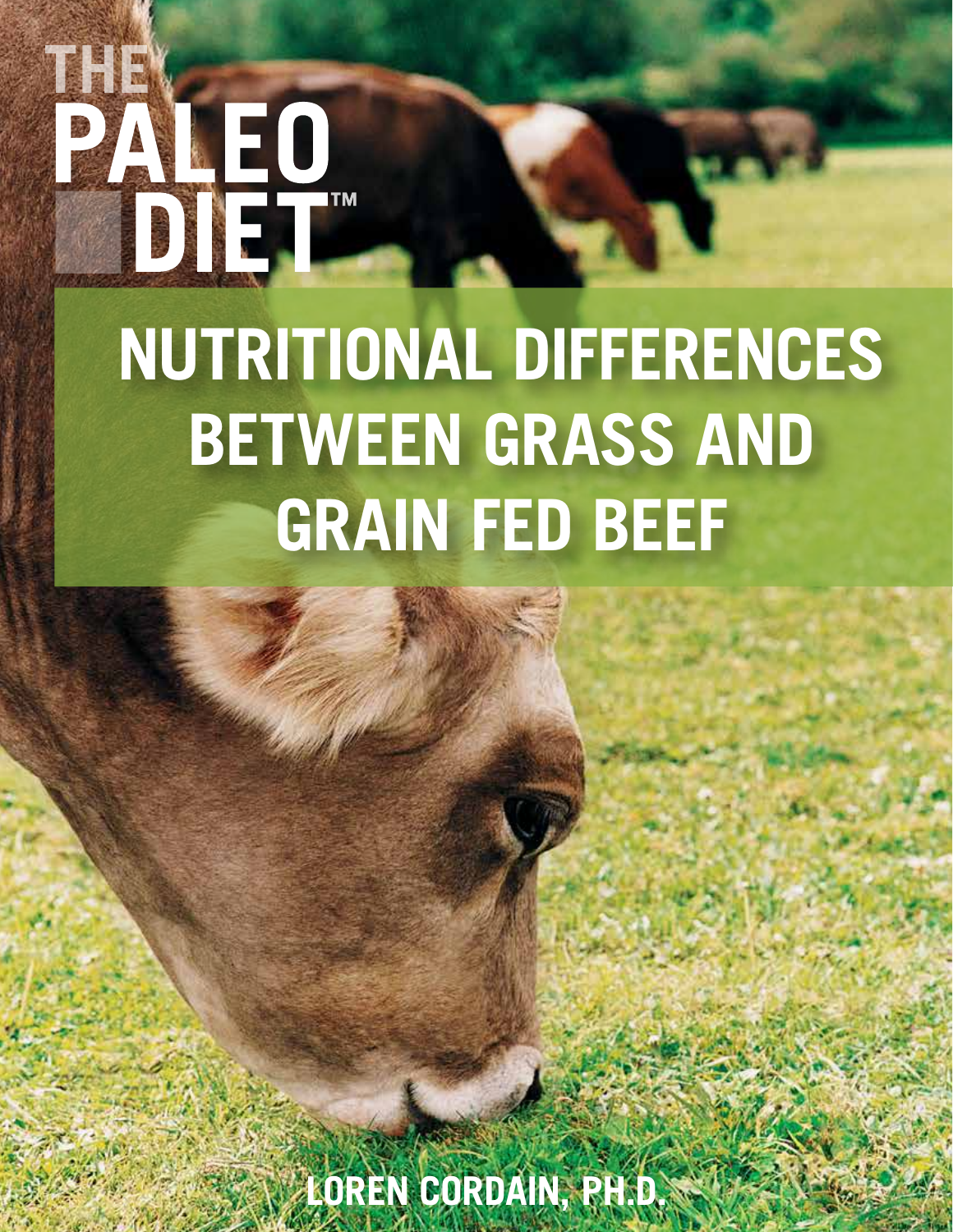# THE PALEO DIET™

# NUTRITIONAL DIFFERENCES BETWEEN GRASS AND GRAIN FED BEEF

LOREN CORDAIN, PH.D.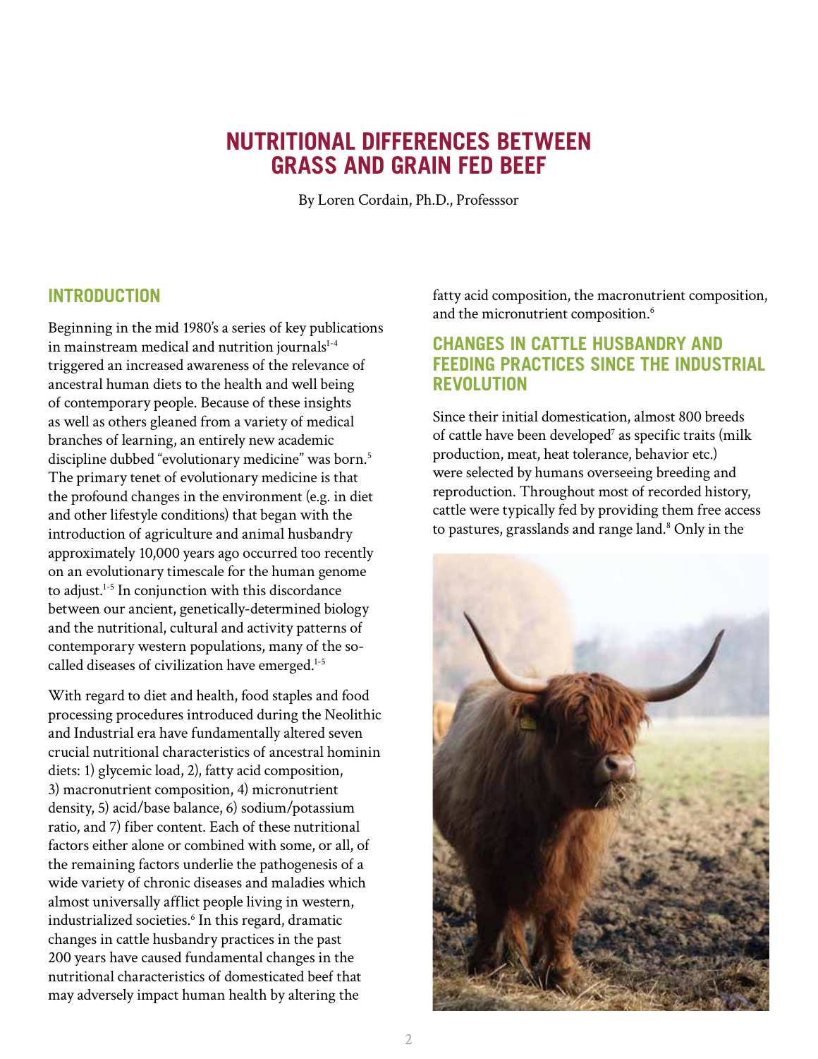# NUTRITIONAL DIFFERENCES BETWEEN GRASS AND GRAIN FED BEEF

By Loren Cordain, Ph.D., Professsor

## INTRODUCTION

Beginning in the mid 1980's a series of key publications in mainstream medical and nutrition journals[1-4] triggered an increased awareness of the relevance of ancestral human diets to the health and well being of contemporary people. Because of these insights as well as others gleaned from a variety of medical branches of learning, an entirely new academic discipline dubbed "evolutionary medicine" was born.[5] The primary tenet of evolutionary medicine is that the profound changes in the environment (e.g. in diet and other lifestyle conditions) that began with the introduction of agriculture and animal husbandry approximately 10,000 years ago occurred too recently on an evolutionary timescale for the human genome to adjust.[1-5] In conjunction with this discordance between our ancient, genetically-determined biology and the nutritional, cultural and activity patterns of contemporary western populations, many of the so-called diseases of civilization have emerged.[1-5]

With regard to diet and health, food staples and food processing procedures introduced during the Neolithic and Industrial era have fundamentally altered seven crucial nutritional characteristics of ancestral hominin diets: 1) glycemic load, 2), fatty acid composition, 3) macronutrient composition, 4) micronutrient density, 5) acid/base balance, 6) sodium/potassium ratio, and 7) fiber content. Each of these nutritional factors either alone or combined with some, or all, of the remaining factors underlie the pathogenesis of a wide variety of chronic diseases and maladies which almost universally afflict people living in western, industrialized societies.[6] In this regard, dramatic changes in cattle husbandry practices in the past 200 years have caused fundamental changes in the nutritional characteristics of domesticated beef that may adversely impact human health by altering the fatty acid composition, the macronutrient composition, and the micronutrient composition.[6]

## CHANGES IN CATTLE HUSBANDRY AND FEEDING PRACTICES SINCE THE INDUSTRIAL REVOLUTION

Since their initial domestication, almost 800 breeds of cattle have been developed[7] as specific traits (milk production, meat, heat tolerance, behavior etc.) were selected by humans overseeing breeding and reproduction. Throughout most of recorded history, cattle were typically fed by providing them free access to pastures, grasslands and range land.[8] Only in the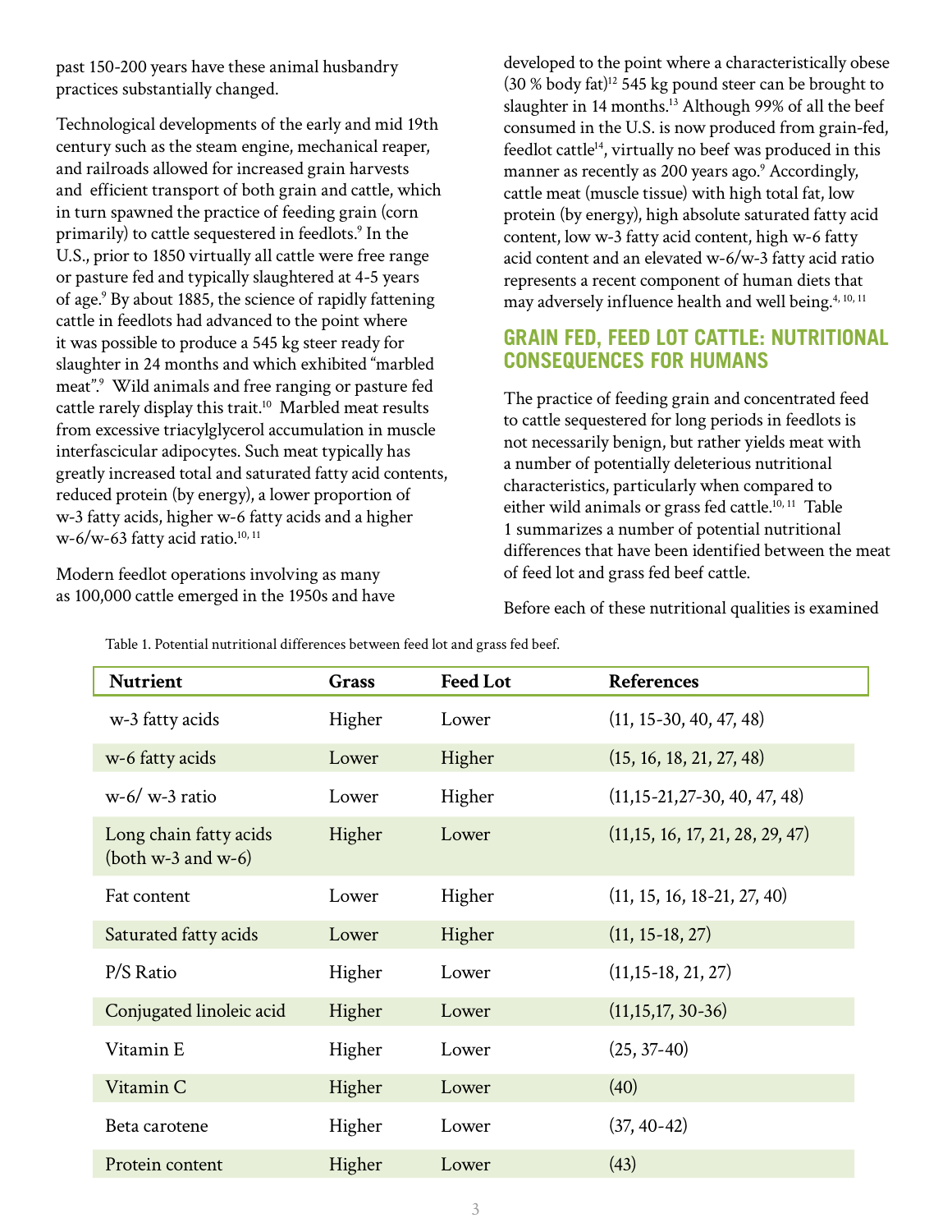past 150-200 years have these animal husbandry practices substantially changed.

Technological developments of the early and mid 19th century such as the steam engine, mechanical reaper, and railroads allowed for increased grain harvests and efficient transport of both grain and cattle, which in turn spawned the practice of feeding grain (corn primarily) to cattle sequestered in feedlots.[9] In the U.S., prior to 1850 virtually all cattle were free range or pasture fed and typically slaughtered at 4-5 years of age.[9] By about 1885, the science of rapidly fattening cattle in feedlots had advanced to the point where it was possible to produce a 545 kg steer ready for slaughter in 24 months and which exhibited "marbled meat".[9] Wild animals and free ranging or pasture fed cattle rarely display this trait.[10] Marbled meat results from excessive triacylglycerol accumulation in muscle interfascicular adipocytes. Such meat typically has greatly increased total and saturated fatty acid contents, reduced protein (by energy), a lower proportion of w-3 fatty acids, higher w-6 fatty acids and a higher w-6/w-63 fatty acid ratio.[10, 11]

Modern feedlot operations involving as many as 100,000 cattle emerged in the 1950s and have developed to the point where a characteristically obese (30 % body fat)[12] 545 kg pound steer can be brought to slaughter in 14 months.[13] Although 99% of all the beef consumed in the U.S. is now produced from grain-fed, feedlot cattle[14], virtually no beef was produced in this manner as recently as 200 years ago.[9] Accordingly, cattle meat (muscle tissue) with high total fat, low protein (by energy), high absolute saturated fatty acid content, low w-3 fatty acid content, high w-6 fatty acid content and an elevated w-6/w-3 fatty acid ratio represents a recent component of human diets that may adversely influence health and well being.[4, 10, 11]

## GRAIN FED, FEED LOT CATTLE: NUTRITIONAL CONSEQUENCES FOR HUMANS

The practice of feeding grain and concentrated feed to cattle sequestered for long periods in feedlots is not necessarily benign, but rather yields meat with a number of potentially deleterious nutritional characteristics, particularly when compared to either wild animals or grass fed cattle.[10, 11] Table 1 summarizes a number of potential nutritional differences that have been identified between the meat of feed lot and grass fed beef cattle.

Before each of these nutritional qualities is examined

Table 1. Potential nutritional differences between feed lot and grass fed beef.

| Nutrient | Grass | Feed Lot | References |
|---|---|---|---|
| w-3 fatty acids | Higher | Lower | (11, 15-30, 40, 47, 48) |
| w-6 fatty acids | Lower | Higher | (15, 16, 18, 21, 27, 48) |
| w-6/ w-3 ratio | Lower | Higher | (11,15-21,27-30, 40, 47, 48) |
| Long chain fatty acids (both w-3 and w-6) | Higher | Lower | (11,15, 16, 17, 21, 28, 29, 47) |
| Fat content | Lower | Higher | (11, 15, 16, 18-21, 27, 40) |
| Saturated fatty acids | Lower | Higher | (11, 15-18, 27) |
| P/S Ratio | Higher | Lower | (11,15-18, 21, 27) |
| Conjugated linoleic acid | Higher | Lower | (11,15,17, 30-36) |
| Vitamin E | Higher | Lower | (25, 37-40) |
| Vitamin C | Higher | Lower | (40) |
| Beta carotene | Higher | Lower | (37, 40-42) |
| Protein content | Higher | Lower | (43) |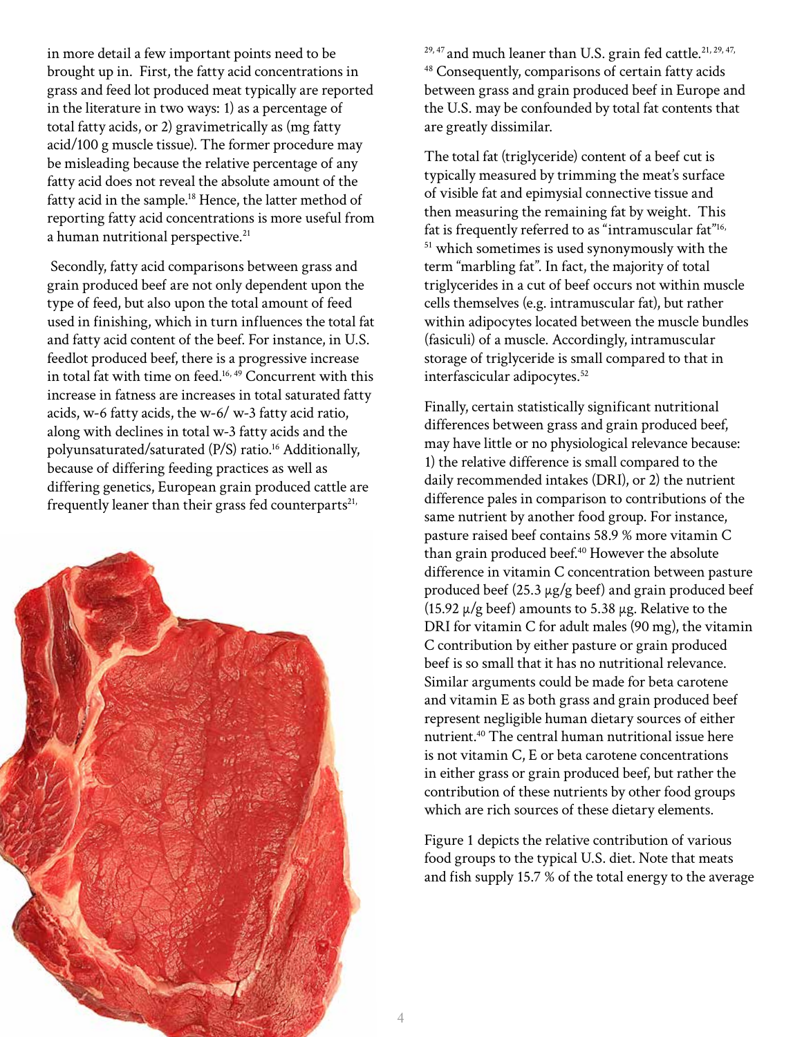in more detail a few important points need to be brought up in. First, the fatty acid concentrations in grass and feed lot produced meat typically are reported in the literature in two ways: 1) as a percentage of total fatty acids, or 2) gravimetrically as (mg fatty acid/100 g muscle tissue). The former procedure may be misleading because the relative percentage of any fatty acid does not reveal the absolute amount of the fatty acid in the sample.[18] Hence, the latter method of reporting fatty acid concentrations is more useful from a human nutritional perspective.[21]

Secondly, fatty acid comparisons between grass and grain produced beef are not only dependent upon the type of feed, but also upon the total amount of feed used in finishing, which in turn influences the total fat and fatty acid content of the beef. For instance, in U.S. feedlot produced beef, there is a progressive increase in total fat with time on feed.[16, 49] Concurrent with this increase in fatness are increases in total saturated fatty acids, w-6 fatty acids, the w-6/ w-3 fatty acid ratio, along with declines in total w-3 fatty acids and the polyunsaturated/saturated (P/S) ratio.[16] Additionally, because of differing feeding practices as well as differing genetics, European grain produced cattle are frequently leaner than their grass fed counterparts[21, 29, 47] and much leaner than U.S. grain fed cattle.[21, 29, 47, 48] Consequently, comparisons of certain fatty acids between grass and grain produced beef in Europe and the U.S. may be confounded by total fat contents that are greatly dissimilar.

The total fat (triglyceride) content of a beef cut is typically measured by trimming the meat's surface of visible fat and epimysial connective tissue and then measuring the remaining fat by weight. This fat is frequently referred to as "intramuscular fat"[16, 51] which sometimes is used synonymously with the term "marbling fat". In fact, the majority of total triglycerides in a cut of beef occurs not within muscle cells themselves (e.g. intramuscular fat), but rather within adipocytes located between the muscle bundles (fasiculi) of a muscle. Accordingly, intramuscular storage of triglyceride is small compared to that in interfascicular adipocytes.[52]

Finally, certain statistically significant nutritional differences between grass and grain produced beef, may have little or no physiological relevance because: 1) the relative difference is small compared to the daily recommended intakes (DRI), or 2) the nutrient difference pales in comparison to contributions of the same nutrient by another food group. For instance, pasture raised beef contains 58.9 % more vitamin C than grain produced beef.[40] However the absolute difference in vitamin C concentration between pasture produced beef (25.3 µg/g beef) and grain produced beef (15.92 µ/g beef) amounts to 5.38 µg. Relative to the DRI for vitamin C for adult males (90 mg), the vitamin C contribution by either pasture or grain produced beef is so small that it has no nutritional relevance. Similar arguments could be made for beta carotene and vitamin E as both grass and grain produced beef represent negligible human dietary sources of either nutrient.[40] The central human nutritional issue here is not vitamin C, E or beta carotene concentrations in either grass or grain produced beef, but rather the contribution of these nutrients by other food groups which are rich sources of these dietary elements.

Figure 1 depicts the relative contribution of various food groups to the typical U.S. diet. Note that meats and fish supply 15.7 % of the total energy to the average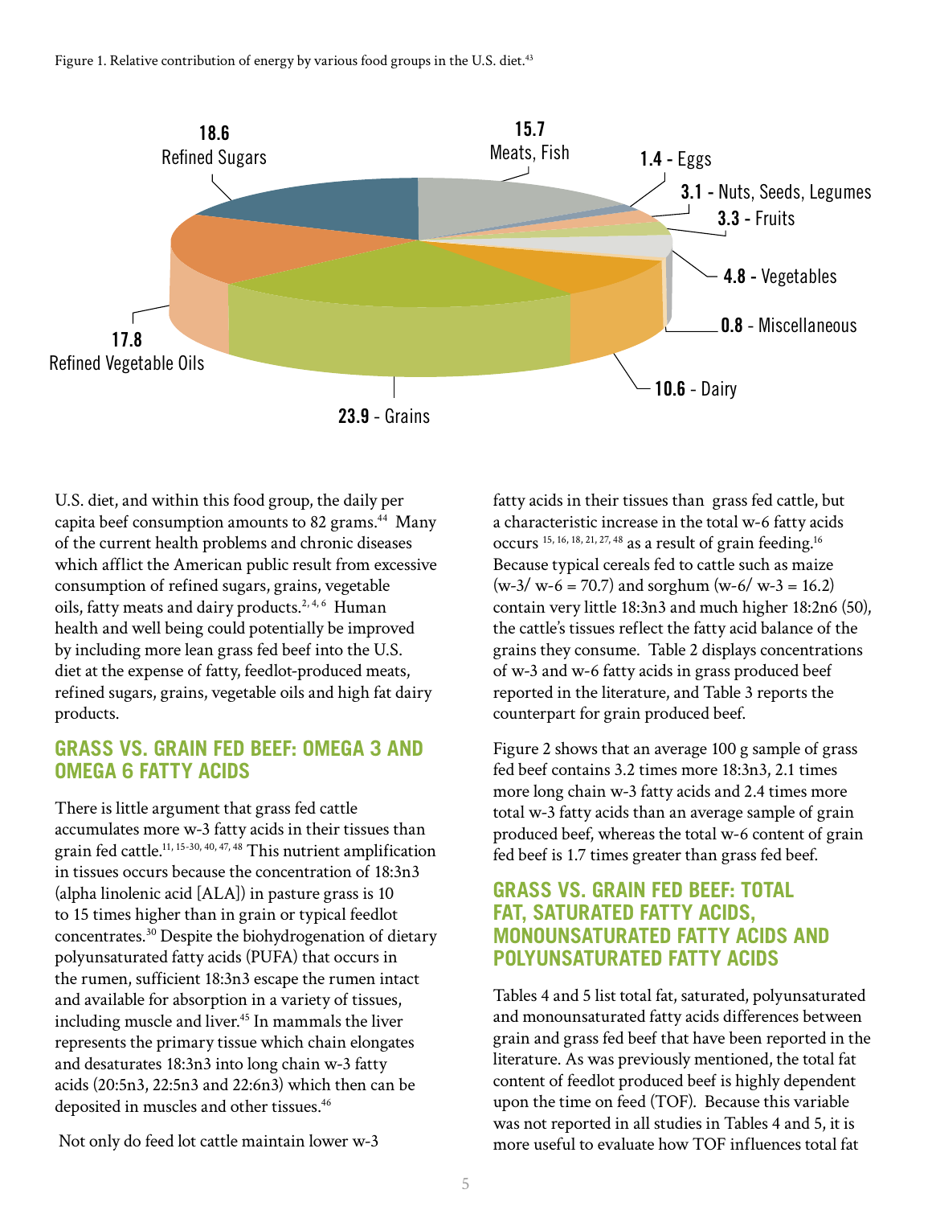Figure 1. Relative contribution of energy by various food groups in the U.S. diet.[43]

18.6 Refined Sugars
15.7 Meats, Fish
1.4 - Eggs
3.1 - Nuts, Seeds, Legumes
3.3 - Fruits
4.8 - Vegetables
0.8 - Miscellaneous
10.6 - Dairy
23.9 - Grains
17.8 Refined Vegetable Oils

U.S. diet, and within this food group, the daily per capita beef consumption amounts to 82 grams.[44] Many of the current health problems and chronic diseases which afflict the American public result from excessive consumption of refined sugars, grains, vegetable oils, fatty meats and dairy products.[2, 4, 6] Human health and well being could potentially be improved by including more lean grass fed beef into the U.S. diet at the expense of fatty, feedlot-produced meats, refined sugars, grains, vegetable oils and high fat dairy products.

## GRASS VS. GRAIN FED BEEF: OMEGA 3 AND OMEGA 6 FATTY ACIDS

There is little argument that grass fed cattle accumulates more w-3 fatty acids in their tissues than grain fed cattle.[11, 15-30, 40, 47, 48] This nutrient amplification in tissues occurs because the concentration of 18:3n3 (alpha linolenic acid [ALA]) in pasture grass is 10 to 15 times higher than in grain or typical feedlot concentrates.[30] Despite the biohydrogenation of dietary polyunsaturated fatty acids (PUFA) that occurs in the rumen, sufficient 18:3n3 escape the rumen intact and available for absorption in a variety of tissues, including muscle and liver.[45] In mammals the liver represents the primary tissue which chain elongates and desaturates 18:3n3 into long chain w-3 fatty acids (20:5n3, 22:5n3 and 22:6n3) which then can be deposited in muscles and other tissues.[46]

Not only do feed lot cattle maintain lower w-3 fatty acids in their tissues than grass fed cattle, but a characteristic increase in the total w-6 fatty acids occurs [15, 16, 18, 21, 27, 48] as a result of grain feeding.[16] Because typical cereals fed to cattle such as maize (w-3/ w-6 = 70.7) and sorghum (w-6/ w-3 = 16.2) contain very little 18:3n3 and much higher 18:2n6 (50), the cattle's tissues reflect the fatty acid balance of the grains they consume. Table 2 displays concentrations of w-3 and w-6 fatty acids in grass produced beef reported in the literature, and Table 3 reports the counterpart for grain produced beef.

Figure 2 shows that an average 100 g sample of grass fed beef contains 3.2 times more 18:3n3, 2.1 times more long chain w-3 fatty acids and 2.4 times more total w-3 fatty acids than an average sample of grain produced beef, whereas the total w-6 content of grain fed beef is 1.7 times greater than grass fed beef.

## GRASS VS. GRAIN FED BEEF: TOTAL FAT, SATURATED FATTY ACIDS, MONOUNSATURATED FATTY ACIDS AND POLYUNSATURATED FATTY ACIDS

Tables 4 and 5 list total fat, saturated, polyunsaturated and monounsaturated fatty acids differences between grain and grass fed beef that have been reported in the literature. As was previously mentioned, the total fat content of feedlot produced beef is highly dependent upon the time on feed (TOF). Because this variable was not reported in all studies in Tables 4 and 5, it is more useful to evaluate how TOF influences total fat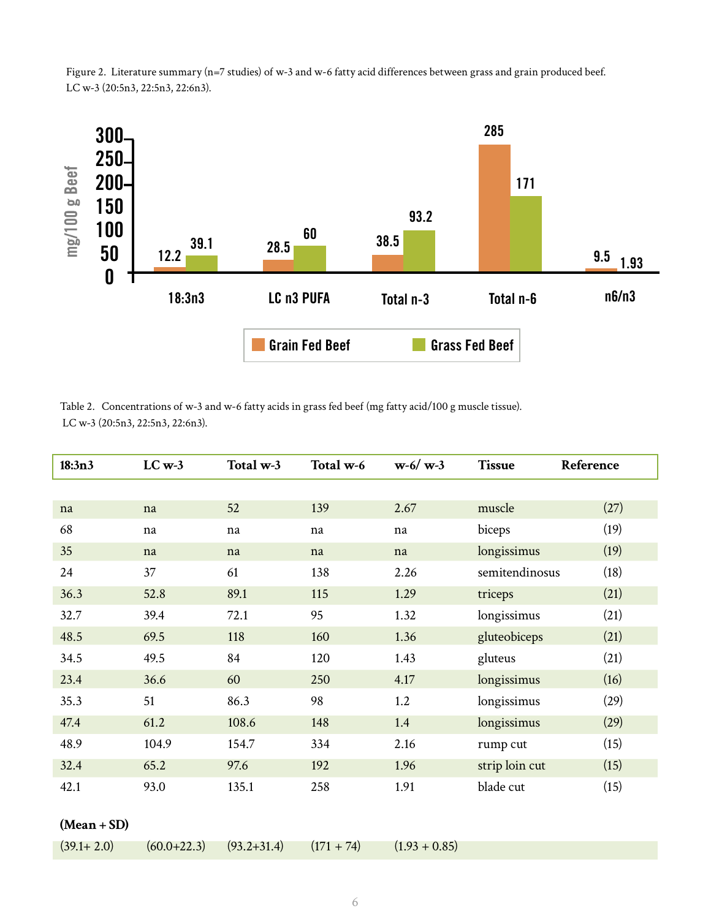Figure 2. Literature summary (n=7 studies) of w-3 and w-6 fatty acid differences between grass and grain produced beef. LC w-3 (20:5n3, 22:5n3, 22:6n3).

| mg/100 g Beef | 18:3n3 | LC n3 PUFA | Total n-3 | Total n-6 | n6/n3 |
|---|---|---|---|---|---|
| Grain Fed Beef | 12.2 | 28.5 | 38.5 | 285 | 9.5 |
| Grass Fed Beef | 39.1 | 60 | 93.2 | 171 | 1.93 |

Table 2. Concentrations of w-3 and w-6 fatty acids in grass fed beef (mg fatty acid/100 g muscle tissue). LC w-3 (20:5n3, 22:5n3, 22:6n3).

| 18:3n3 | LC w-3 | Total w-3 | Total w-6 | w-6/ w-3 | Tissue | Reference |
|---|---|---|---|---|---|---|
| na | na | 52 | 139 | 2.67 | muscle | (27) |
| 68 | na | na | na | na | biceps | (19) |
| 35 | na | na | na | na | longissimus | (19) |
| 24 | 37 | 61 | 138 | 2.26 | semitendinosus | (18) |
| 36.3 | 52.8 | 89.1 | 115 | 1.29 | triceps | (21) |
| 32.7 | 39.4 | 72.1 | 95 | 1.32 | longissimus | (21) |
| 48.5 | 69.5 | 118 | 160 | 1.36 | gluteobiceps | (21) |
| 34.5 | 49.5 | 84 | 120 | 1.43 | gluteus | (21) |
| 23.4 | 36.6 | 60 | 250 | 4.17 | longissimus | (16) |
| 35.3 | 51 | 86.3 | 98 | 1.2 | longissimus | (29) |
| 47.4 | 61.2 | 108.6 | 148 | 1.4 | longissimus | (29) |
| 48.9 | 104.9 | 154.7 | 334 | 2.16 | rump cut | (15) |
| 32.4 | 65.2 | 97.6 | 192 | 1.96 | strip loin cut | (15) |
| 42.1 | 93.0 | 135.1 | 258 | 1.91 | blade cut | (15) |
| **(Mean + SD)** | | | | | | |
| (39.1+ 2.0) | (60.0+22.3) | (93.2+31.4) | (171 + 74) | (1.93 + 0.85) | | |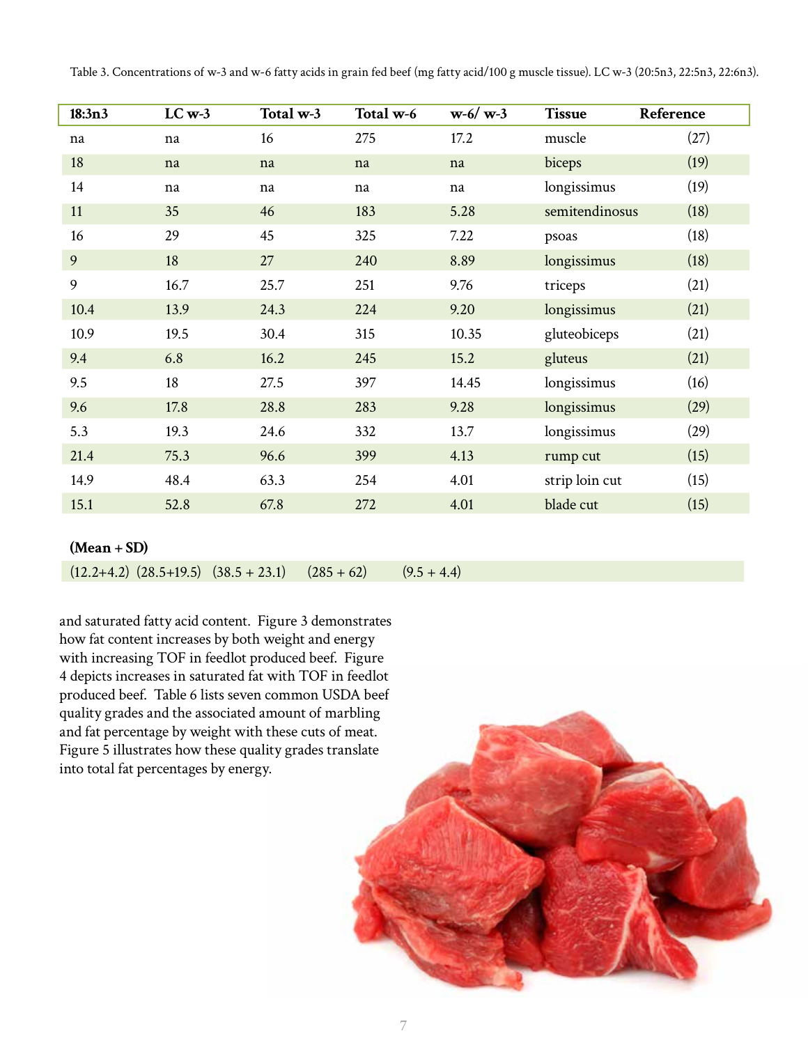Table 3. Concentrations of w-3 and w-6 fatty acids in grain fed beef (mg fatty acid/100 g muscle tissue). LC w-3 (20:5n3, 22:5n3, 22:6n3).

| 18:3n3 | LC w-3 | Total w-3 | Total w-6 | w-6/ w-3 | Tissue | Reference |
|---|---|---|---|---|---|---|
| na | na | 16 | 275 | 17.2 | muscle | (27) |
| 18 | na | na | na | na | biceps | (19) |
| 14 | na | na | na | na | longissimus | (19) |
| 11 | 35 | 46 | 183 | 5.28 | semitendinosus | (18) |
| 16 | 29 | 45 | 325 | 7.22 | psoas | (18) |
| 9 | 18 | 27 | 240 | 8.89 | longissimus | (18) |
| 9 | 16.7 | 25.7 | 251 | 9.76 | triceps | (21) |
| 10.4 | 13.9 | 24.3 | 224 | 9.20 | longissimus | (21) |
| 10.9 | 19.5 | 30.4 | 315 | 10.35 | gluteobiceps | (21) |
| 9.4 | 6.8 | 16.2 | 245 | 15.2 | gluteus | (21) |
| 9.5 | 18 | 27.5 | 397 | 14.45 | longissimus | (16) |
| 9.6 | 17.8 | 28.8 | 283 | 9.28 | longissimus | (29) |
| 5.3 | 19.3 | 24.6 | 332 | 13.7 | longissimus | (29) |
| 21.4 | 75.3 | 96.6 | 399 | 4.13 | rump cut | (15) |
| 14.9 | 48.4 | 63.3 | 254 | 4.01 | strip loin cut | (15) |
| 15.1 | 52.8 | 67.8 | 272 | 4.01 | blade cut | (15) |
| **(Mean + SD)** | | | | | | |
| (12.2+4.2) | (28.5+19.5) | (38.5 + 23.1) | (285 + 62) | (9.5 + 4.4) | | |

and saturated fatty acid content. Figure 3 demonstrates how fat content increases by both weight and energy with increasing TOF in feedlot produced beef. Figure 4 depicts increases in saturated fat with TOF in feedlot produced beef. Table 6 lists seven common USDA beef quality grades and the associated amount of marbling and fat percentage by weight with these cuts of meat. Figure 5 illustrates how these quality grades translate into total fat percentages by energy.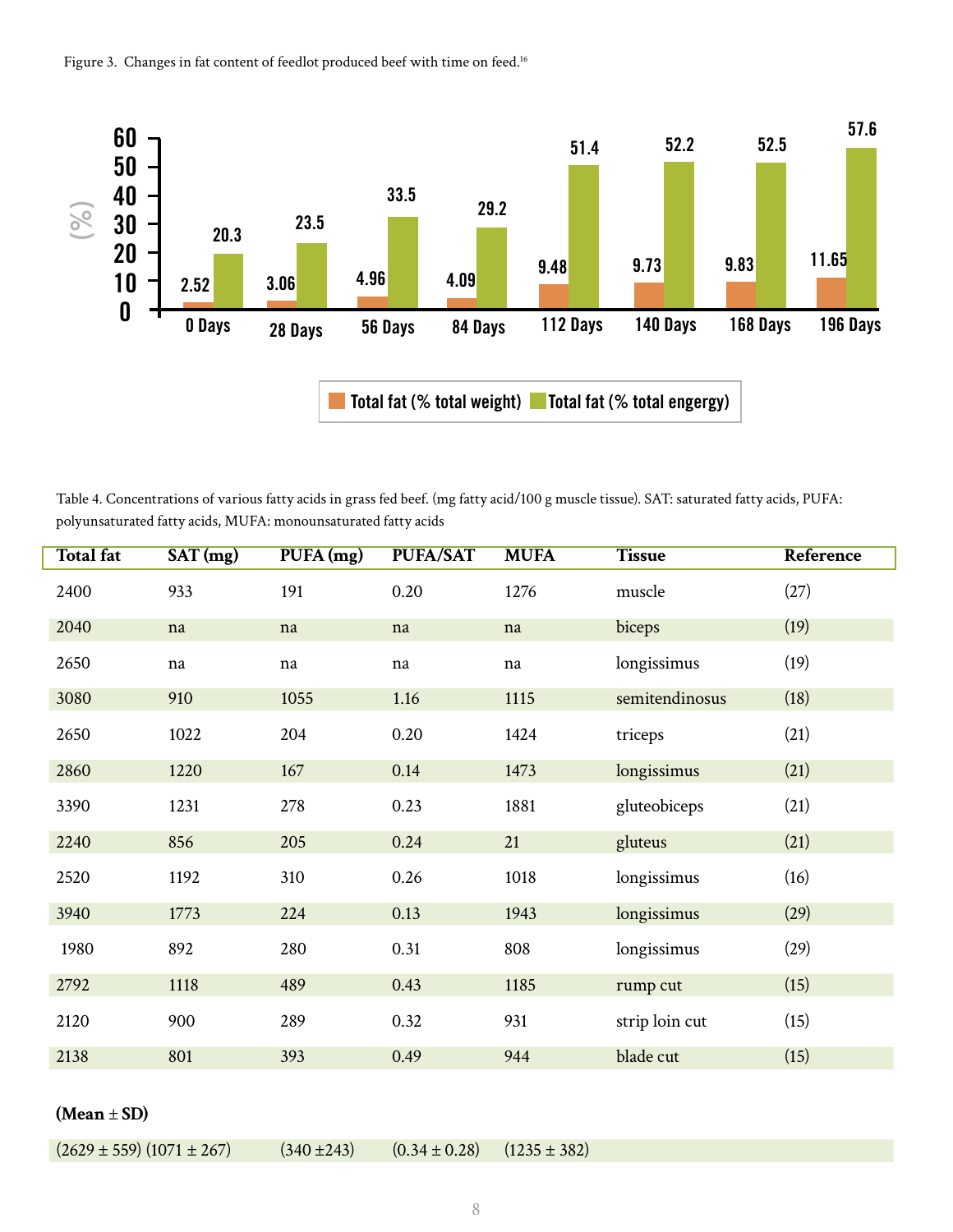Figure 3. Changes in fat content of feedlot produced beef with time on feed.[16]

| | 0 Days | 28 Days | 56 Days | 84 Days | 112 Days | 140 Days | 168 Days | 196 Days |
|---|---|---|---|---|---|---|---|---|
| Total fat (% total weight) | 2.52 | 3.06 | 4.96 | 4.09 | 9.48 | 9.73 | 9.83 | 11.65 |
| Total fat (% total engergy) | 20.3 | 23.5 | 33.5 | 29.2 | 51.4 | 52.2 | 52.5 | 57.6 |

Table 4. Concentrations of various fatty acids in grass fed beef. (mg fatty acid/100 g muscle tissue). SAT: saturated fatty acids, PUFA: polyunsaturated fatty acids, MUFA: monounsaturated fatty acids

| Total fat | SAT (mg) | PUFA (mg) | PUFA/SAT | MUFA | Tissue | Reference |
|---|---|---|---|---|---|---|
| 2400 | 933 | 191 | 0.20 | 1276 | muscle | (27) |
| 2040 | na | na | na | na | biceps | (19) |
| 2650 | na | na | na | na | longissimus | (19) |
| 3080 | 910 | 1055 | 1.16 | 1115 | semitendinosus | (18) |
| 2650 | 1022 | 204 | 0.20 | 1424 | triceps | (21) |
| 2860 | 1220 | 167 | 0.14 | 1473 | longissimus | (21) |
| 3390 | 1231 | 278 | 0.23 | 1881 | gluteobiceps | (21) |
| 2240 | 856 | 205 | 0.24 | 21 | gluteus | (21) |
| 2520 | 1192 | 310 | 0.26 | 1018 | longissimus | (16) |
| 3940 | 1773 | 224 | 0.13 | 1943 | longissimus | (29) |
| 1980 | 892 | 280 | 0.31 | 808 | longissimus | (29) |
| 2792 | 1118 | 489 | 0.43 | 1185 | rump cut | (15) |
| 2120 | 900 | 289 | 0.32 | 931 | strip loin cut | (15) |
| 2138 | 801 | 393 | 0.49 | 944 | blade cut | (15) |
| **(Mean ± SD)** | | | | | | |
| (2629 ± 559) | (1071 ± 267) | (340 ±243) | (0.34 ± 0.28) | (1235 ± 382) | | |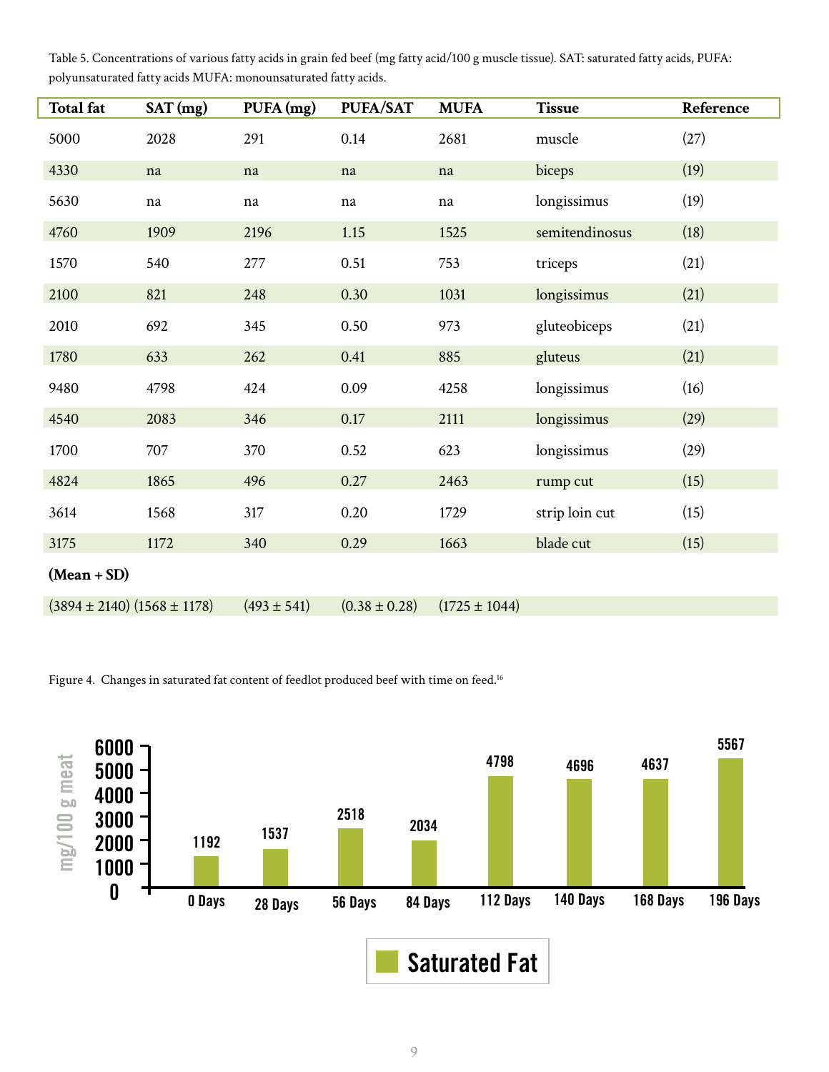Table 5. Concentrations of various fatty acids in grain fed beef (mg fatty acid/100 g muscle tissue). SAT: saturated fatty acids, PUFA: polyunsaturated fatty acids MUFA: monounsaturated fatty acids.

| Total fat | SAT (mg) | PUFA (mg) | PUFA/SAT | MUFA | Tissue | Reference |
|---|---|---|---|---|---|---|
| 5000 | 2028 | 291 | 0.14 | 2681 | muscle | (27) |
| 4330 | na | na | na | na | biceps | (19) |
| 5630 | na | na | na | na | longissimus | (19) |
| 4760 | 1909 | 2196 | 1.15 | 1525 | semitendinosus | (18) |
| 1570 | 540 | 277 | 0.51 | 753 | triceps | (21) |
| 2100 | 821 | 248 | 0.30 | 1031 | longissimus | (21) |
| 2010 | 692 | 345 | 0.50 | 973 | gluteobiceps | (21) |
| 1780 | 633 | 262 | 0.41 | 885 | gluteus | (21) |
| 9480 | 4798 | 424 | 0.09 | 4258 | longissimus | (16) |
| 4540 | 2083 | 346 | 0.17 | 2111 | longissimus | (29) |
| 1700 | 707 | 370 | 0.52 | 623 | longissimus | (29) |
| 4824 | 1865 | 496 | 0.27 | 2463 | rump cut | (15) |
| 3614 | 1568 | 317 | 0.20 | 1729 | strip loin cut | (15) |
| 3175 | 1172 | 340 | 0.29 | 1663 | blade cut | (15) |
| **(Mean + SD)** | | | | | | |
| (3894 ± 2140) | (1568 ± 1178) | (493 ± 541) | (0.38 ± 0.28) | (1725 ± 1044) | | |

Figure 4. Changes in saturated fat content of feedlot produced beef with time on feed.[16]

| Days on feed | Saturated Fat (mg/100 g meat) |
|---|---|
| 0 Days | 1192 |
| 28 Days | 1537 |
| 56 Days | 2518 |
| 84 Days | 2034 |
| 112 Days | 4798 |
| 140 Days | 4696 |
| 168 Days | 4637 |
| 196 Days | 5567 |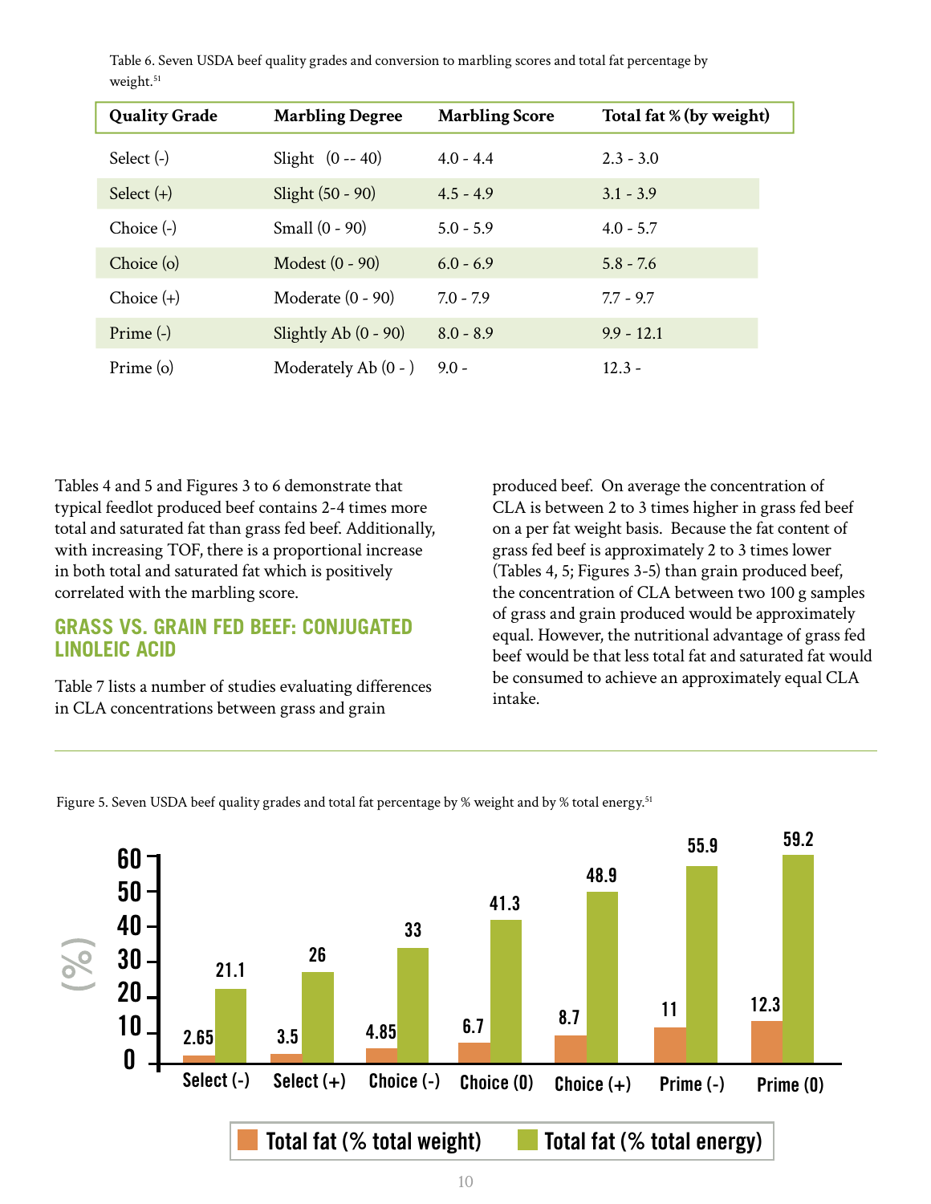Table 6. Seven USDA beef quality grades and conversion to marbling scores and total fat percentage by weight.[51]

| Quality Grade | Marbling Degree | Marbling Score | Total fat % (by weight) |
|---|---|---|---|
| Select (-) | Slight (0 -- 40) | 4.0 - 4.4 | 2.3 - 3.0 |
| Select (+) | Slight (50 - 90) | 4.5 - 4.9 | 3.1 - 3.9 |
| Choice (-) | Small (0 - 90) | 5.0 - 5.9 | 4.0 - 5.7 |
| Choice (o) | Modest (0 - 90) | 6.0 - 6.9 | 5.8 - 7.6 |
| Choice (+) | Moderate (0 - 90) | 7.0 - 7.9 | 7.7 - 9.7 |
| Prime (-) | Slightly Ab (0 - 90) | 8.0 - 8.9 | 9.9 - 12.1 |
| Prime (o) | Moderately Ab (0 - ) | 9.0 - | 12.3 - |

Tables 4 and 5 and Figures 3 to 6 demonstrate that typical feedlot produced beef contains 2-4 times more total and saturated fat than grass fed beef. Additionally, with increasing TOF, there is a proportional increase in both total and saturated fat which is positively correlated with the marbling score.

## GRASS VS. GRAIN FED BEEF: CONJUGATED LINOLEIC ACID

Table 7 lists a number of studies evaluating differences in CLA concentrations between grass and grain produced beef. On average the concentration of CLA is between 2 to 3 times higher in grass fed beef on a per fat weight basis. Because the fat content of grass fed beef is approximately 2 to 3 times lower (Tables 4, 5; Figures 3-5) than grain produced beef, the concentration of CLA between two 100 g samples of grass and grain produced would be approximately equal. However, the nutritional advantage of grass fed beef would be that less total fat and saturated fat would be consumed to achieve an approximately equal CLA intake.

Figure 5. Seven USDA beef quality grades and total fat percentage by % weight and by % total energy.[51]

| Quality Grade | Total fat (% total weight) | Total fat (% total energy) |
|---|---|---|
| Select (-) | 2.65 | 21.1 |
| Select (+) | 3.5 | 26 |
| Choice (-) | 4.85 | 33 |
| Choice (0) | 6.7 | 41.3 |
| Choice (+) | 8.7 | 48.9 |
| Prime (-) | 11 | 55.9 |
| Prime (0) | 12.3 | 59.2 |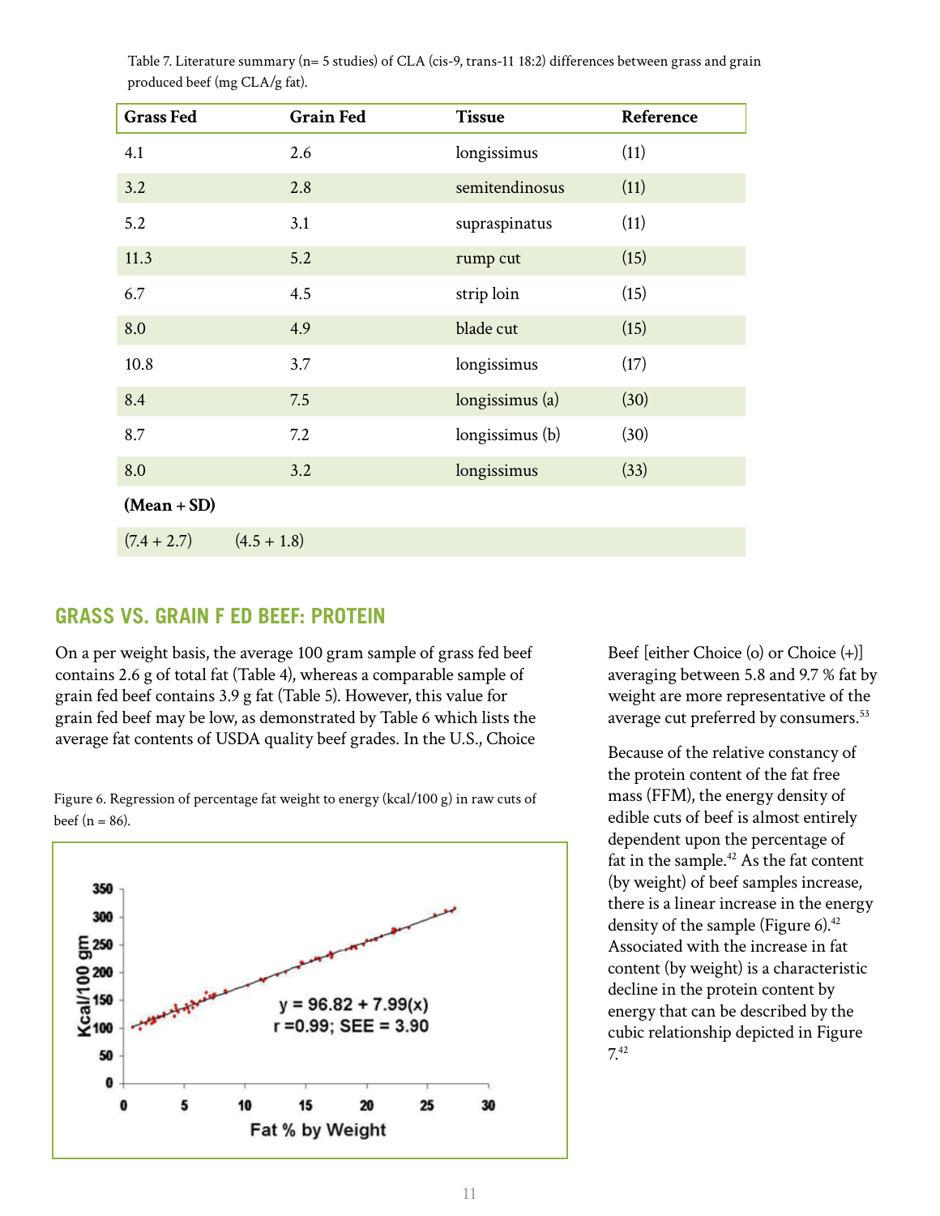Table 7. Literature summary (n= 5 studies) of CLA (cis-9, trans-11 18:2) differences between grass and grain produced beef (mg CLA/g fat).

| Grass Fed | Grain Fed | Tissue | Reference |
|---|---|---|---|
| 4.1 | 2.6 | longissimus | (11) |
| 3.2 | 2.8 | semitendinosus | (11) |
| 5.2 | 3.1 | supraspinatus | (11) |
| 11.3 | 5.2 | rump cut | (15) |
| 6.7 | 4.5 | strip loin | (15) |
| 8.0 | 4.9 | blade cut | (15) |
| 10.8 | 3.7 | longissimus | (17) |
| 8.4 | 7.5 | longissimus (a) | (30) |
| 8.7 | 7.2 | longissimus (b) | (30) |
| 8.0 | 3.2 | longissimus | (33) |
| **(Mean + SD)** | | | |
| (7.4 + 2.7) | (4.5 + 1.8) | | |

## GRASS VS. GRAIN F ED BEEF: PROTEIN

On a per weight basis, the average 100 gram sample of grass fed beef contains 2.6 g of total fat (Table 4), whereas a comparable sample of grain fed beef contains 3.9 g fat (Table 5). However, this value for grain fed beef may be low, as demonstrated by Table 6 which lists the average fat contents of USDA quality beef grades. In the U.S., Choice Beef [either Choice (o) or Choice (+)] averaging between 5.8 and 9.7 % fat by weight are more representative of the average cut preferred by consumers.[53]

Figure 6. Regression of percentage fat weight to energy (kcal/100 g) in raw cuts of beef (n = 86).

$$y = 96.82 + 7.99(x)$$

$r = 0.99$; SEE = 3.90

Because of the relative constancy of the protein content of the fat free mass (FFM), the energy density of edible cuts of beef is almost entirely dependent upon the percentage of fat in the sample.[42] As the fat content (by weight) of beef samples increase, there is a linear increase in the energy density of the sample (Figure 6).[42] Associated with the increase in fat content (by weight) is a characteristic decline in the protein content by energy that can be described by the cubic relationship depicted in Figure 7.[42]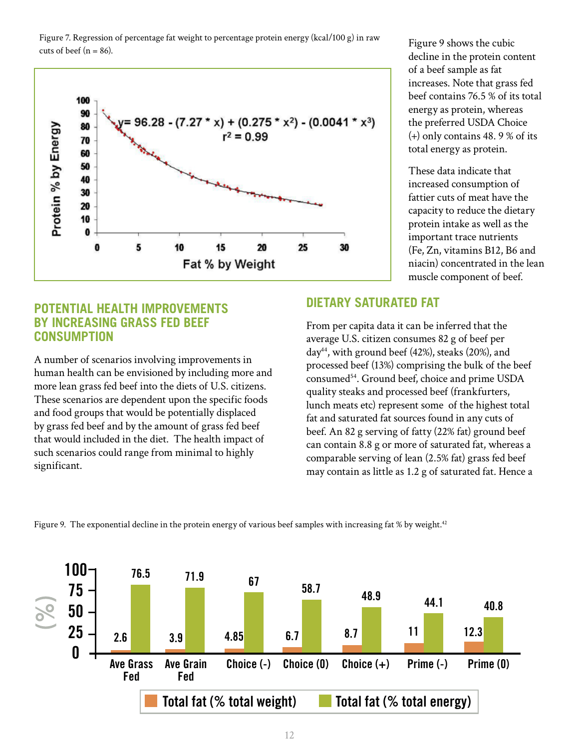Figure 7. Regression of percentage fat weight to percentage protein energy (kcal/100 g) in raw cuts of beef (n = 86).

$$y = 96.28 - (7.27 * x) + (0.275 * x^2) - (0.0041 * x^3)$$
$$r^2 = 0.99$$

Figure 9 shows the cubic decline in the protein content of a beef sample as fat increases. Note that grass fed beef contains 76.5 % of its total energy as protein, whereas the preferred USDA Choice (+) only contains 48. 9 % of its total energy as protein.

These data indicate that increased consumption of fattier cuts of meat have the capacity to reduce the dietary protein intake as well as the important trace nutrients (Fe, Zn, vitamins B12, B6 and niacin) concentrated in the lean muscle component of beef.

## POTENTIAL HEALTH IMPROVEMENTS BY INCREASING GRASS FED BEEF CONSUMPTION

A number of scenarios involving improvements in human health can be envisioned by including more and more lean grass fed beef into the diets of U.S. citizens. These scenarios are dependent upon the specific foods and food groups that would be potentially displaced by grass fed beef and by the amount of grass fed beef that would included in the diet. The health impact of such scenarios could range from minimal to highly significant.

## DIETARY SATURATED FAT

From per capita data it can be inferred that the average U.S. citizen consumes 82 g of beef per day[44], with ground beef (42%), steaks (20%), and processed beef (13%) comprising the bulk of the beef consumed[54]. Ground beef, choice and prime USDA quality steaks and processed beef (frankfurters, lunch meats etc) represent some of the highest total fat and saturated fat sources found in any cuts of beef. An 82 g serving of fatty (22% fat) ground beef can contain 8.8 g or more of saturated fat, whereas a comparable serving of lean (2.5% fat) grass fed beef may contain as little as 1.2 g of saturated fat. Hence a

Figure 9. The exponential decline in the protein energy of various beef samples with increasing fat % by weight.[42]

| | Ave Grass Fed | Ave Grain Fed | Choice (-) | Choice (0) | Choice (+) | Prime (-) | Prime (0) |
|---|---|---|---|---|---|---|---|
| Total fat (% total weight) | 2.6 | 3.9 | 4.85 | 6.7 | 8.7 | 11 | 12.3 |
| Total fat (% total energy) | 76.5 | 71.9 | 67 | 58.7 | 48.9 | 44.1 | 40.8 |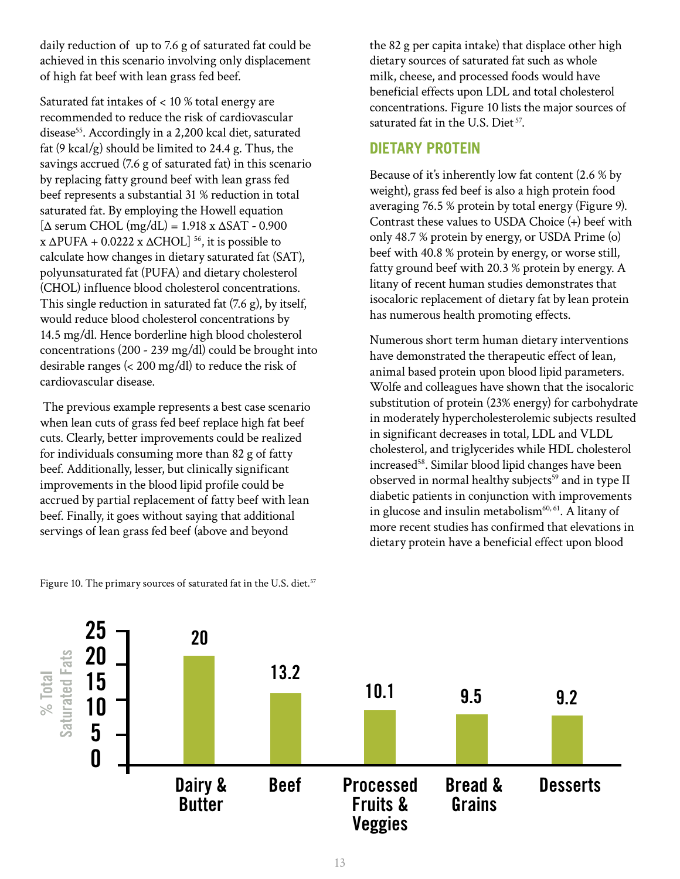daily reduction of up to 7.6 g of saturated fat could be achieved in this scenario involving only displacement of high fat beef with lean grass fed beef.

Saturated fat intakes of < 10 % total energy are recommended to reduce the risk of cardiovascular disease[55]. Accordingly in a 2,200 kcal diet, saturated fat (9 kcal/g) should be limited to 24.4 g. Thus, the savings accrued (7.6 g of saturated fat) in this scenario by replacing fatty ground beef with lean grass fed beef represents a substantial 31 % reduction in total saturated fat. By employing the Howell equation [$\Delta$ serum CHOL (mg/dL) = 1.918 x $\Delta$SAT - 0.900 x $\Delta$PUFA + 0.0222 x $\Delta$CHOL] [56], it is possible to calculate how changes in dietary saturated fat (SAT), polyunsaturated fat (PUFA) and dietary cholesterol (CHOL) influence blood cholesterol concentrations. This single reduction in saturated fat (7.6 g), by itself, would reduce blood cholesterol concentrations by 14.5 mg/dl. Hence borderline high blood cholesterol concentrations (200 - 239 mg/dl) could be brought into desirable ranges (< 200 mg/dl) to reduce the risk of cardiovascular disease.

The previous example represents a best case scenario when lean cuts of grass fed beef replace high fat beef cuts. Clearly, better improvements could be realized for individuals consuming more than 82 g of fatty beef. Additionally, lesser, but clinically significant improvements in the blood lipid profile could be accrued by partial replacement of fatty beef with lean beef. Finally, it goes without saying that additional servings of lean grass fed beef (above and beyond the 82 g per capita intake) that displace other high dietary sources of saturated fat such as whole milk, cheese, and processed foods would have beneficial effects upon LDL and total cholesterol concentrations. Figure 10 lists the major sources of saturated fat in the U.S. Diet[57].

## DIETARY PROTEIN

Because of it's inherently low fat content (2.6 % by weight), grass fed beef is also a high protein food averaging 76.5 % protein by total energy (Figure 9). Contrast these values to USDA Choice (+) beef with only 48.7 % protein by energy, or USDA Prime (o) beef with 40.8 % protein by energy, or worse still, fatty ground beef with 20.3 % protein by energy. A litany of recent human studies demonstrates that isocaloric replacement of dietary fat by lean protein has numerous health promoting effects.

Numerous short term human dietary interventions have demonstrated the therapeutic effect of lean, animal based protein upon blood lipid parameters. Wolfe and colleagues have shown that the isocaloric substitution of protein (23% energy) for carbohydrate in moderately hypercholesterolemic subjects resulted in significant decreases in total, LDL and VLDL cholesterol, and triglycerides while HDL cholesterol increased[58]. Similar blood lipid changes have been observed in normal healthy subjects[59] and in type II diabetic patients in conjunction with improvements in glucose and insulin metabolism[60, 61]. A litany of more recent studies has confirmed that elevations in dietary protein have a beneficial effect upon blood

Figure 10. The primary sources of saturated fat in the U.S. diet.[57]

| Source | % Total Saturated Fats |
|---|---|
| Dairy & Butter | 20 |
| Beef | 13.2 |
| Processed Fruits & Veggies | 10.1 |
| Bread & Grains | 9.5 |
| Desserts | 9.2 |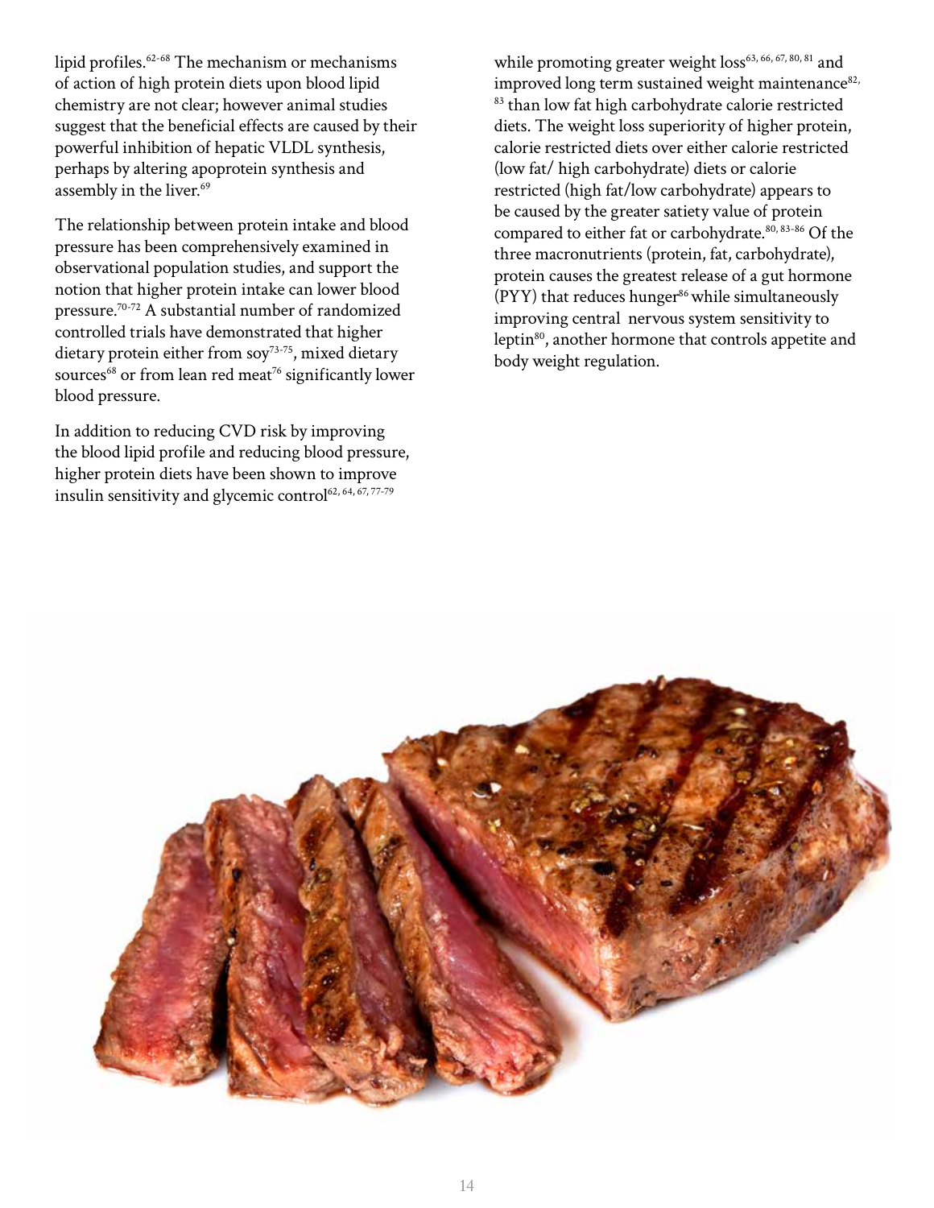lipid profiles.[62-68] The mechanism or mechanisms of action of high protein diets upon blood lipid chemistry are not clear; however animal studies suggest that the beneficial effects are caused by their powerful inhibition of hepatic VLDL synthesis, perhaps by altering apoprotein synthesis and assembly in the liver.[69]

The relationship between protein intake and blood pressure has been comprehensively examined in observational population studies, and support the notion that higher protein intake can lower blood pressure.[70-72] A substantial number of randomized controlled trials have demonstrated that higher dietary protein either from soy[73-75], mixed dietary sources[68] or from lean red meat[76] significantly lower blood pressure.

In addition to reducing CVD risk by improving the blood lipid profile and reducing blood pressure, higher protein diets have been shown to improve insulin sensitivity and glycemic control[62, 64, 67, 77-79] while promoting greater weight loss[63, 66, 67, 80, 81] and improved long term sustained weight maintenance[82, 83] than low fat high carbohydrate calorie restricted diets. The weight loss superiority of higher protein, calorie restricted diets over either calorie restricted (low fat/ high carbohydrate) diets or calorie restricted (high fat/low carbohydrate) appears to be caused by the greater satiety value of protein compared to either fat or carbohydrate.[80, 83-86] Of the three macronutrients (protein, fat, carbohydrate), protein causes the greatest release of a gut hormone (PYY) that reduces hunger[86] while simultaneously improving central nervous system sensitivity to leptin[80], another hormone that controls appetite and body weight regulation.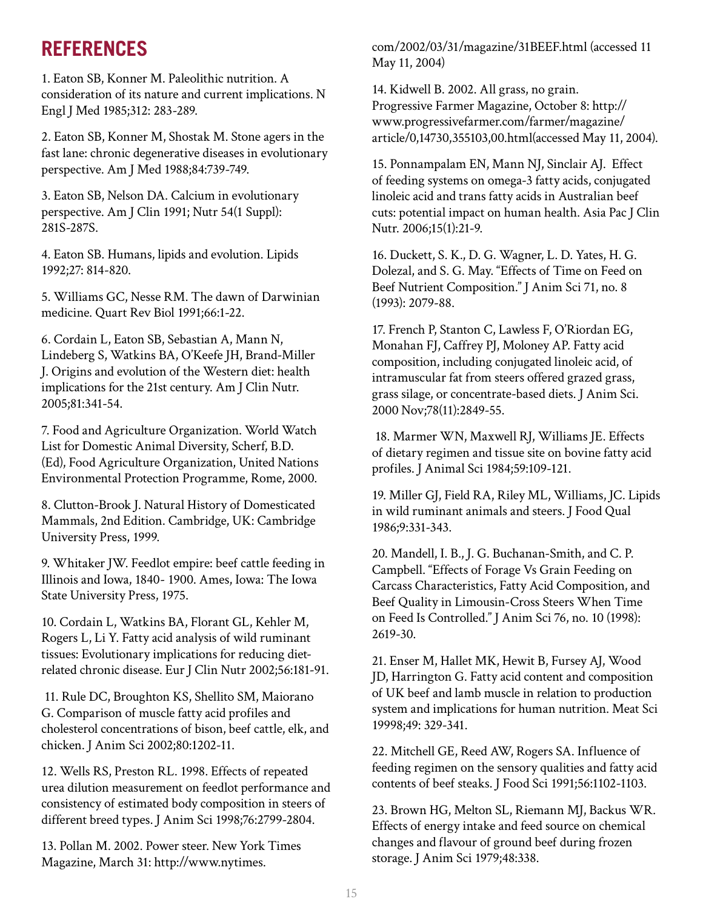## REFERENCES

1. Eaton SB, Konner M. Paleolithic nutrition. A consideration of its nature and current implications. N Engl J Med 1985;312: 283-289.

2. Eaton SB, Konner M, Shostak M. Stone agers in the fast lane: chronic degenerative diseases in evolutionary perspective. Am J Med 1988;84:739-749.

3. Eaton SB, Nelson DA. Calcium in evolutionary perspective. Am J Clin 1991; Nutr 54(1 Suppl): 281S-287S.

4. Eaton SB. Humans, lipids and evolution. Lipids 1992;27: 814-820.

5. Williams GC, Nesse RM. The dawn of Darwinian medicine. Quart Rev Biol 1991;66:1-22.

6. Cordain L, Eaton SB, Sebastian A, Mann N, Lindeberg S, Watkins BA, O'Keefe JH, Brand-Miller J. Origins and evolution of the Western diet: health implications for the 21st century. Am J Clin Nutr. 2005;81:341-54.

7. Food and Agriculture Organization. World Watch List for Domestic Animal Diversity, Scherf, B.D. (Ed), Food Agriculture Organization, United Nations Environmental Protection Programme, Rome, 2000.

8. Clutton-Brook J. Natural History of Domesticated Mammals, 2nd Edition. Cambridge, UK: Cambridge University Press, 1999.

9. Whitaker JW. Feedlot empire: beef cattle feeding in Illinois and Iowa, 1840- 1900. Ames, Iowa: The Iowa State University Press, 1975.

10. Cordain L, Watkins BA, Florant GL, Kehler M, Rogers L, Li Y. Fatty acid analysis of wild ruminant tissues: Evolutionary implications for reducing diet-related chronic disease. Eur J Clin Nutr 2002;56:181-91.

11. Rule DC, Broughton KS, Shellito SM, Maiorano G. Comparison of muscle fatty acid profiles and cholesterol concentrations of bison, beef cattle, elk, and chicken. J Anim Sci 2002;80:1202-11.

12. Wells RS, Preston RL. 1998. Effects of repeated urea dilution measurement on feedlot performance and consistency of estimated body composition in steers of different breed types. J Anim Sci 1998;76:2799-2804.

13. Pollan M. 2002. Power steer. New York Times Magazine, March 31: http://www.nytimes.com/2002/03/31/magazine/31BEEF.html (accessed 11 May 11, 2004)

14. Kidwell B. 2002. All grass, no grain. Progressive Farmer Magazine, October 8: http://www.progressivefarmer.com/farmer/magazine/article/0,14730,355103,00.html(accessed May 11, 2004).

15. Ponnampalam EN, Mann NJ, Sinclair AJ. Effect of feeding systems on omega-3 fatty acids, conjugated linoleic acid and trans fatty acids in Australian beef cuts: potential impact on human health. Asia Pac J Clin Nutr. 2006;15(1):21-9.

16. Duckett, S. K., D. G. Wagner, L. D. Yates, H. G. Dolezal, and S. G. May. "Effects of Time on Feed on Beef Nutrient Composition." J Anim Sci 71, no. 8 (1993): 2079-88.

17. French P, Stanton C, Lawless F, O'Riordan EG, Monahan FJ, Caffrey PJ, Moloney AP. Fatty acid composition, including conjugated linoleic acid, of intramuscular fat from steers offered grazed grass, grass silage, or concentrate-based diets. J Anim Sci. 2000 Nov;78(11):2849-55.

18. Marmer WN, Maxwell RJ, Williams JE. Effects of dietary regimen and tissue site on bovine fatty acid profiles. J Animal Sci 1984;59:109-121.

19. Miller GJ, Field RA, Riley ML, Williams, JC. Lipids in wild ruminant animals and steers. J Food Qual 1986;9:331-343.

20. Mandell, I. B., J. G. Buchanan-Smith, and C. P. Campbell. "Effects of Forage Vs Grain Feeding on Carcass Characteristics, Fatty Acid Composition, and Beef Quality in Limousin-Cross Steers When Time on Feed Is Controlled." J Anim Sci 76, no. 10 (1998): 2619-30.

21. Enser M, Hallet MK, Hewit B, Fursey AJ, Wood JD, Harrington G. Fatty acid content and composition of UK beef and lamb muscle in relation to production system and implications for human nutrition. Meat Sci 19998;49: 329-341.

22. Mitchell GE, Reed AW, Rogers SA. Influence of feeding regimen on the sensory qualities and fatty acid contents of beef steaks. J Food Sci 1991;56:1102-1103.

23. Brown HG, Melton SL, Riemann MJ, Backus WR. Effects of energy intake and feed source on chemical changes and flavour of ground beef during frozen storage. J Anim Sci 1979;48:338.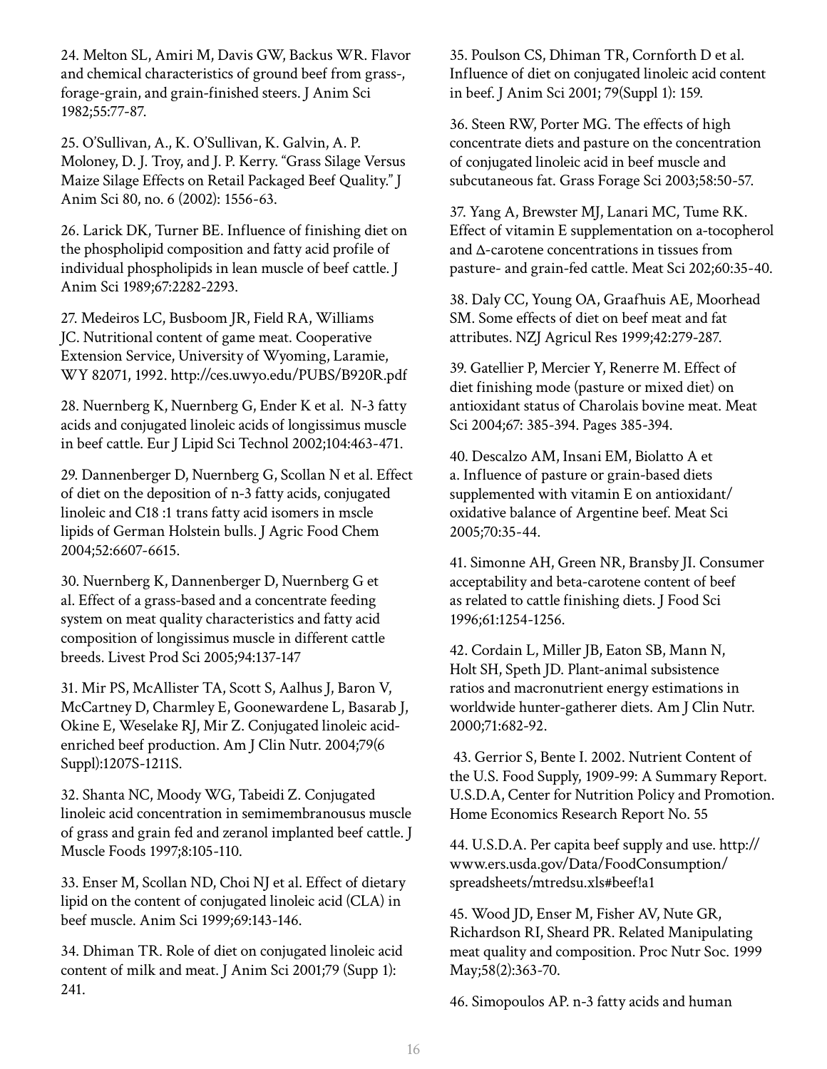24. Melton SL, Amiri M, Davis GW, Backus WR. Flavor and chemical characteristics of ground beef from grass-, forage-grain, and grain-finished steers. J Anim Sci 1982;55:77-87.

25. O'Sullivan, A., K. O'Sullivan, K. Galvin, A. P. Moloney, D. J. Troy, and J. P. Kerry. "Grass Silage Versus Maize Silage Effects on Retail Packaged Beef Quality." J Anim Sci 80, no. 6 (2002): 1556-63.

26. Larick DK, Turner BE. Influence of finishing diet on the phospholipid composition and fatty acid profile of individual phospholipids in lean muscle of beef cattle. J Anim Sci 1989;67:2282-2293.

27. Medeiros LC, Busboom JR, Field RA, Williams JC. Nutritional content of game meat. Cooperative Extension Service, University of Wyoming, Laramie, WY 82071, 1992. http://ces.uwyo.edu/PUBS/B920R.pdf

28. Nuernberg K, Nuernberg G, Ender K et al. N-3 fatty acids and conjugated linoleic acids of longissimus muscle in beef cattle. Eur J Lipid Sci Technol 2002;104:463-471.

29. Dannenberger D, Nuernberg G, Scollan N et al. Effect of diet on the deposition of n-3 fatty acids, conjugated linoleic and C18 :1 trans fatty acid isomers in mscle lipids of German Holstein bulls. J Agric Food Chem 2004;52:6607-6615.

30. Nuernberg K, Dannenberger D, Nuernberg G et al. Effect of a grass-based and a concentrate feeding system on meat quality characteristics and fatty acid composition of longissimus muscle in different cattle breeds. Livest Prod Sci 2005;94:137-147

31. Mir PS, McAllister TA, Scott S, Aalhus J, Baron V, McCartney D, Charmley E, Goonewardene L, Basarab J, Okine E, Weselake RJ, Mir Z. Conjugated linoleic acid-enriched beef production. Am J Clin Nutr. 2004;79(6 Suppl):1207S-1211S.

32. Shanta NC, Moody WG, Tabeidi Z. Conjugated linoleic acid concentration in semimembranousus muscle of grass and grain fed and zeranol implanted beef cattle. J Muscle Foods 1997;8:105-110.

33. Enser M, Scollan ND, Choi NJ et al. Effect of dietary lipid on the content of conjugated linoleic acid (CLA) in beef muscle. Anim Sci 1999;69:143-146.

34. Dhiman TR. Role of diet on conjugated linoleic acid content of milk and meat. J Anim Sci 2001;79 (Supp 1): 241.

35. Poulson CS, Dhiman TR, Cornforth D et al. Influence of diet on conjugated linoleic acid content in beef. J Anim Sci 2001; 79(Suppl 1): 159.

36. Steen RW, Porter MG. The effects of high concentrate diets and pasture on the concentration of conjugated linoleic acid in beef muscle and subcutaneous fat. Grass Forage Sci 2003;58:50-57.

37. Yang A, Brewster MJ, Lanari MC, Tume RK. Effect of vitamin E supplementation on a-tocopherol and Δ-carotene concentrations in tissues from pasture- and grain-fed cattle. Meat Sci 202;60:35-40.

38. Daly CC, Young OA, Graafhuis AE, Moorhead SM. Some effects of diet on beef meat and fat attributes. NZJ Agricul Res 1999;42:279-287.

39. Gatellier P, Mercier Y, Renerre M. Effect of diet finishing mode (pasture or mixed diet) on antioxidant status of Charolais bovine meat. Meat Sci 2004;67: 385-394. Pages 385-394.

40. Descalzo AM, Insani EM, Biolatto A et a. Influence of pasture or grain-based diets supplemented with vitamin E on antioxidant/oxidative balance of Argentine beef. Meat Sci 2005;70:35-44.

41. Simonne AH, Green NR, Bransby JI. Consumer acceptability and beta-carotene content of beef as related to cattle finishing diets. J Food Sci 1996;61:1254-1256.

42. Cordain L, Miller JB, Eaton SB, Mann N, Holt SH, Speth JD. Plant-animal subsistence ratios and macronutrient energy estimations in worldwide hunter-gatherer diets. Am J Clin Nutr. 2000;71:682-92.

43. Gerrior S, Bente I. 2002. Nutrient Content of the U.S. Food Supply, 1909-99: A Summary Report. U.S.D.A, Center for Nutrition Policy and Promotion. Home Economics Research Report No. 55

44. U.S.D.A. Per capita beef supply and use. http://www.ers.usda.gov/Data/FoodConsumption/spreadsheets/mtredsu.xls#beef!a1

45. Wood JD, Enser M, Fisher AV, Nute GR, Richardson RI, Sheard PR. Related Manipulating meat quality and composition. Proc Nutr Soc. 1999 May;58(2):363-70.

46. Simopoulos AP. n-3 fatty acids and human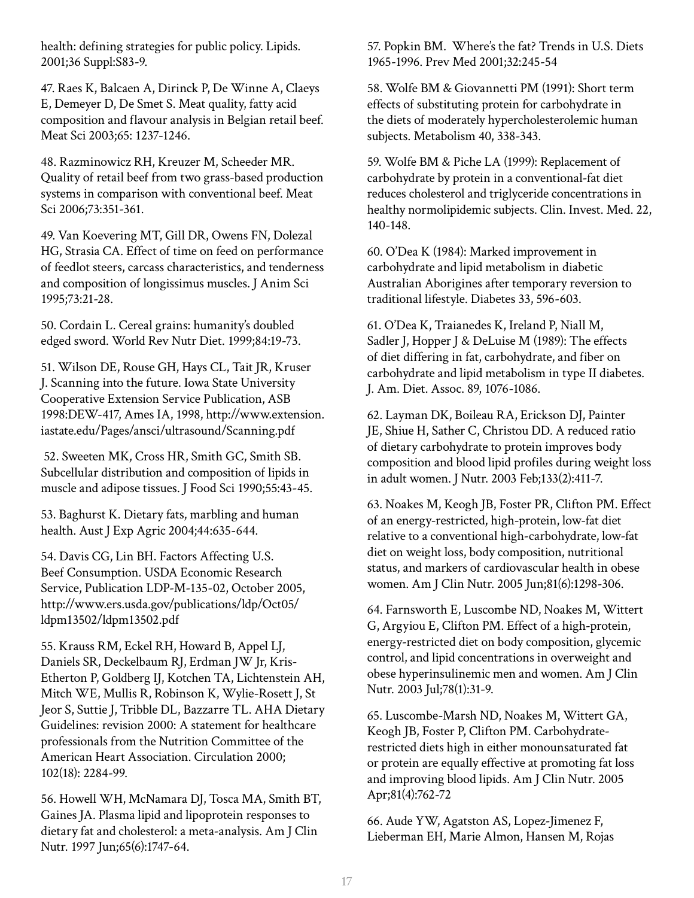health: defining strategies for public policy. Lipids. 2001;36 Suppl:S83-9.

47. Raes K, Balcaen A, Dirinck P, De Winne A, Claeys E, Demeyer D, De Smet S. Meat quality, fatty acid composition and flavour analysis in Belgian retail beef. Meat Sci 2003;65: 1237-1246.

48. Razminowicz RH, Kreuzer M, Scheeder MR. Quality of retail beef from two grass-based production systems in comparison with conventional beef. Meat Sci 2006;73:351-361.

49. Van Koevering MT, Gill DR, Owens FN, Dolezal HG, Strasia CA. Effect of time on feed on performance of feedlot steers, carcass characteristics, and tenderness and composition of longissimus muscles. J Anim Sci 1995;73:21-28.

50. Cordain L. Cereal grains: humanity's doubled edged sword. World Rev Nutr Diet. 1999;84:19-73.

51. Wilson DE, Rouse GH, Hays CL, Tait JR, Kruser J. Scanning into the future. Iowa State University Cooperative Extension Service Publication, ASB 1998:DEW-417, Ames IA, 1998, http://www.extension.iastate.edu/Pages/ansci/ultrasound/Scanning.pdf

52. Sweeten MK, Cross HR, Smith GC, Smith SB. Subcellular distribution and composition of lipids in muscle and adipose tissues. J Food Sci 1990;55:43-45.

53. Baghurst K. Dietary fats, marbling and human health. Aust J Exp Agric 2004;44:635-644.

54. Davis CG, Lin BH. Factors Affecting U.S. Beef Consumption. USDA Economic Research Service, Publication LDP-M-135-02, October 2005, http://www.ers.usda.gov/publications/ldp/Oct05/ldpm13502/ldpm13502.pdf

55. Krauss RM, Eckel RH, Howard B, Appel LJ, Daniels SR, Deckelbaum RJ, Erdman JW Jr, Kris-Etherton P, Goldberg IJ, Kotchen TA, Lichtenstein AH, Mitch WE, Mullis R, Robinson K, Wylie-Rosett J, St Jeor S, Suttie J, Tribble DL, Bazzarre TL. AHA Dietary Guidelines: revision 2000: A statement for healthcare professionals from the Nutrition Committee of the American Heart Association. Circulation 2000; 102(18): 2284-99.

56. Howell WH, McNamara DJ, Tosca MA, Smith BT, Gaines JA. Plasma lipid and lipoprotein responses to dietary fat and cholesterol: a meta-analysis. Am J Clin Nutr. 1997 Jun;65(6):1747-64.

57. Popkin BM. Where's the fat? Trends in U.S. Diets 1965-1996. Prev Med 2001;32:245-54

58. Wolfe BM & Giovannetti PM (1991): Short term effects of substituting protein for carbohydrate in the diets of moderately hypercholesterolemic human subjects. Metabolism 40, 338-343.

59. Wolfe BM & Piche LA (1999): Replacement of carbohydrate by protein in a conventional-fat diet reduces cholesterol and triglyceride concentrations in healthy normolipidemic subjects. Clin. Invest. Med. 22, 140-148.

60. O'Dea K (1984): Marked improvement in carbohydrate and lipid metabolism in diabetic Australian Aborigines after temporary reversion to traditional lifestyle. Diabetes 33, 596-603.

61. O'Dea K, Traianedes K, Ireland P, Niall M, Sadler J, Hopper J & DeLuise M (1989): The effects of diet differing in fat, carbohydrate, and fiber on carbohydrate and lipid metabolism in type II diabetes. J. Am. Diet. Assoc. 89, 1076-1086.

62. Layman DK, Boileau RA, Erickson DJ, Painter JE, Shiue H, Sather C, Christou DD. A reduced ratio of dietary carbohydrate to protein improves body composition and blood lipid profiles during weight loss in adult women. J Nutr. 2003 Feb;133(2):411-7.

63. Noakes M, Keogh JB, Foster PR, Clifton PM. Effect of an energy-restricted, high-protein, low-fat diet relative to a conventional high-carbohydrate, low-fat diet on weight loss, body composition, nutritional status, and markers of cardiovascular health in obese women. Am J Clin Nutr. 2005 Jun;81(6):1298-306.

64. Farnsworth E, Luscombe ND, Noakes M, Wittert G, Argyiou E, Clifton PM. Effect of a high-protein, energy-restricted diet on body composition, glycemic control, and lipid concentrations in overweight and obese hyperinsulinemic men and women. Am J Clin Nutr. 2003 Jul;78(1):31-9.

65. Luscombe-Marsh ND, Noakes M, Wittert GA, Keogh JB, Foster P, Clifton PM. Carbohydrate-restricted diets high in either monounsaturated fat or protein are equally effective at promoting fat loss and improving blood lipids. Am J Clin Nutr. 2005 Apr;81(4):762-72

66. Aude YW, Agatston AS, Lopez-Jimenez F, Lieberman EH, Marie Almon, Hansen M, Rojas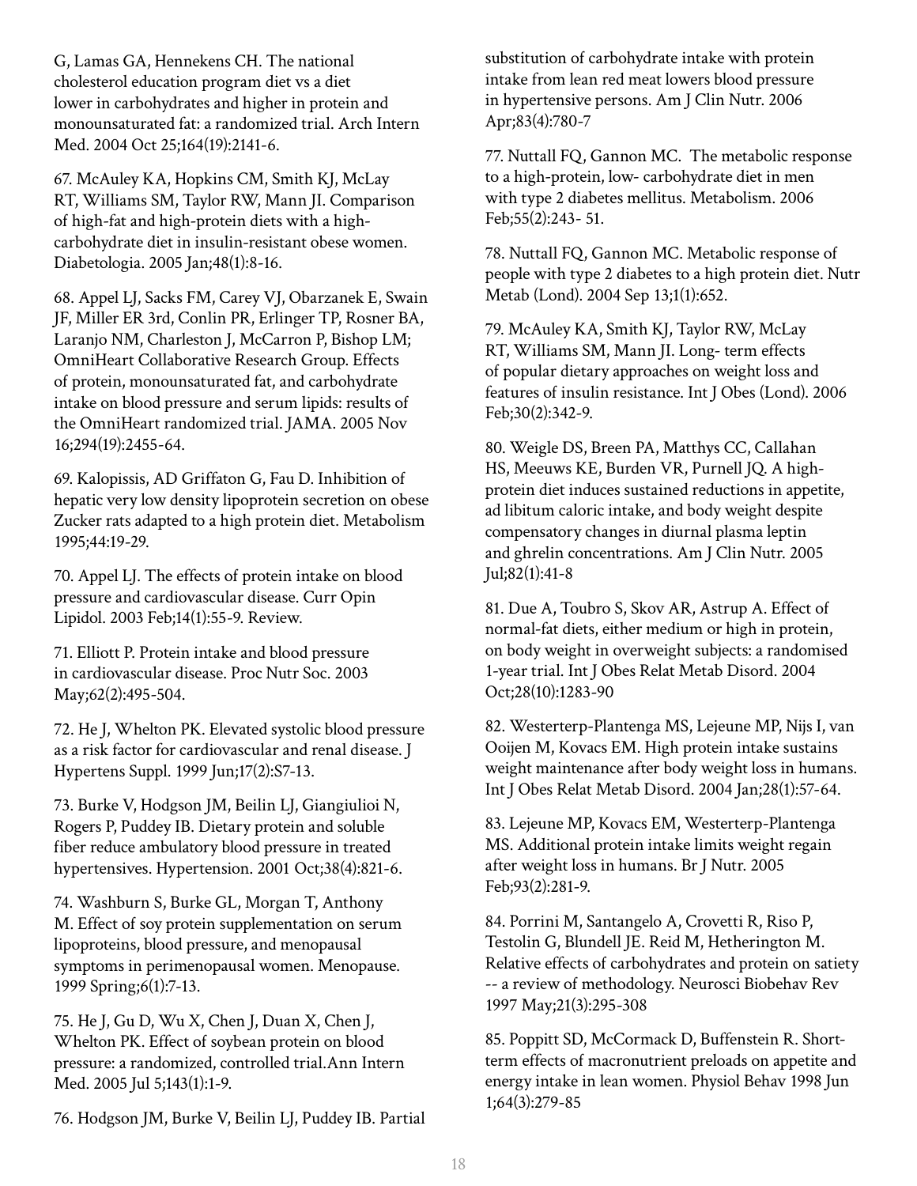G, Lamas GA, Hennekens CH. The national cholesterol education program diet vs a diet lower in carbohydrates and higher in protein and monounsaturated fat: a randomized trial. Arch Intern Med. 2004 Oct 25;164(19):2141-6.

67. McAuley KA, Hopkins CM, Smith KJ, McLay RT, Williams SM, Taylor RW, Mann JI. Comparison of high-fat and high-protein diets with a high-carbohydrate diet in insulin-resistant obese women. Diabetologia. 2005 Jan;48(1):8-16.

68. Appel LJ, Sacks FM, Carey VJ, Obarzanek E, Swain JF, Miller ER 3rd, Conlin PR, Erlinger TP, Rosner BA, Laranjo NM, Charleston J, McCarron P, Bishop LM; OmniHeart Collaborative Research Group. Effects of protein, monounsaturated fat, and carbohydrate intake on blood pressure and serum lipids: results of the OmniHeart randomized trial. JAMA. 2005 Nov 16;294(19):2455-64.

69. Kalopissis, AD Griffaton G, Fau D. Inhibition of hepatic very low density lipoprotein secretion on obese Zucker rats adapted to a high protein diet. Metabolism 1995;44:19-29.

70. Appel LJ. The effects of protein intake on blood pressure and cardiovascular disease. Curr Opin Lipidol. 2003 Feb;14(1):55-9. Review.

71. Elliott P. Protein intake and blood pressure in cardiovascular disease. Proc Nutr Soc. 2003 May;62(2):495-504.

72. He J, Whelton PK. Elevated systolic blood pressure as a risk factor for cardiovascular and renal disease. J Hypertens Suppl. 1999 Jun;17(2):S7-13.

73. Burke V, Hodgson JM, Beilin LJ, Giangiulioi N, Rogers P, Puddey IB. Dietary protein and soluble fiber reduce ambulatory blood pressure in treated hypertensives. Hypertension. 2001 Oct;38(4):821-6.

74. Washburn S, Burke GL, Morgan T, Anthony M. Effect of soy protein supplementation on serum lipoproteins, blood pressure, and menopausal symptoms in perimenopausal women. Menopause. 1999 Spring;6(1):7-13.

75. He J, Gu D, Wu X, Chen J, Duan X, Chen J, Whelton PK. Effect of soybean protein on blood pressure: a randomized, controlled trial.Ann Intern Med. 2005 Jul 5;143(1):1-9.

76. Hodgson JM, Burke V, Beilin LJ, Puddey IB. Partial substitution of carbohydrate intake with protein intake from lean red meat lowers blood pressure in hypertensive persons. Am J Clin Nutr. 2006 Apr;83(4):780-7

77. Nuttall FQ, Gannon MC. The metabolic response to a high-protein, low- carbohydrate diet in men with type 2 diabetes mellitus. Metabolism. 2006 Feb;55(2):243- 51.

78. Nuttall FQ, Gannon MC. Metabolic response of people with type 2 diabetes to a high protein diet. Nutr Metab (Lond). 2004 Sep 13;1(1):652.

79. McAuley KA, Smith KJ, Taylor RW, McLay RT, Williams SM, Mann JI. Long- term effects of popular dietary approaches on weight loss and features of insulin resistance. Int J Obes (Lond). 2006 Feb;30(2):342-9.

80. Weigle DS, Breen PA, Matthys CC, Callahan HS, Meeuws KE, Burden VR, Purnell JQ. A high-protein diet induces sustained reductions in appetite, ad libitum caloric intake, and body weight despite compensatory changes in diurnal plasma leptin and ghrelin concentrations. Am J Clin Nutr. 2005 Jul;82(1):41-8

81. Due A, Toubro S, Skov AR, Astrup A. Effect of normal-fat diets, either medium or high in protein, on body weight in overweight subjects: a randomised 1-year trial. Int J Obes Relat Metab Disord. 2004 Oct;28(10):1283-90

82. Westerterp-Plantenga MS, Lejeune MP, Nijs I, van Ooijen M, Kovacs EM. High protein intake sustains weight maintenance after body weight loss in humans. Int J Obes Relat Metab Disord. 2004 Jan;28(1):57-64.

83. Lejeune MP, Kovacs EM, Westerterp-Plantenga MS. Additional protein intake limits weight regain after weight loss in humans. Br J Nutr. 2005 Feb;93(2):281-9.

84. Porrini M, Santangelo A, Crovetti R, Riso P, Testolin G, Blundell JE. Reid M, Hetherington M. Relative effects of carbohydrates and protein on satiety -- a review of methodology. Neurosci Biobehav Rev 1997 May;21(3):295-308

85. Poppitt SD, McCormack D, Buffenstein R. Short-term effects of macronutrient preloads on appetite and energy intake in lean women. Physiol Behav 1998 Jun 1;64(3):279-85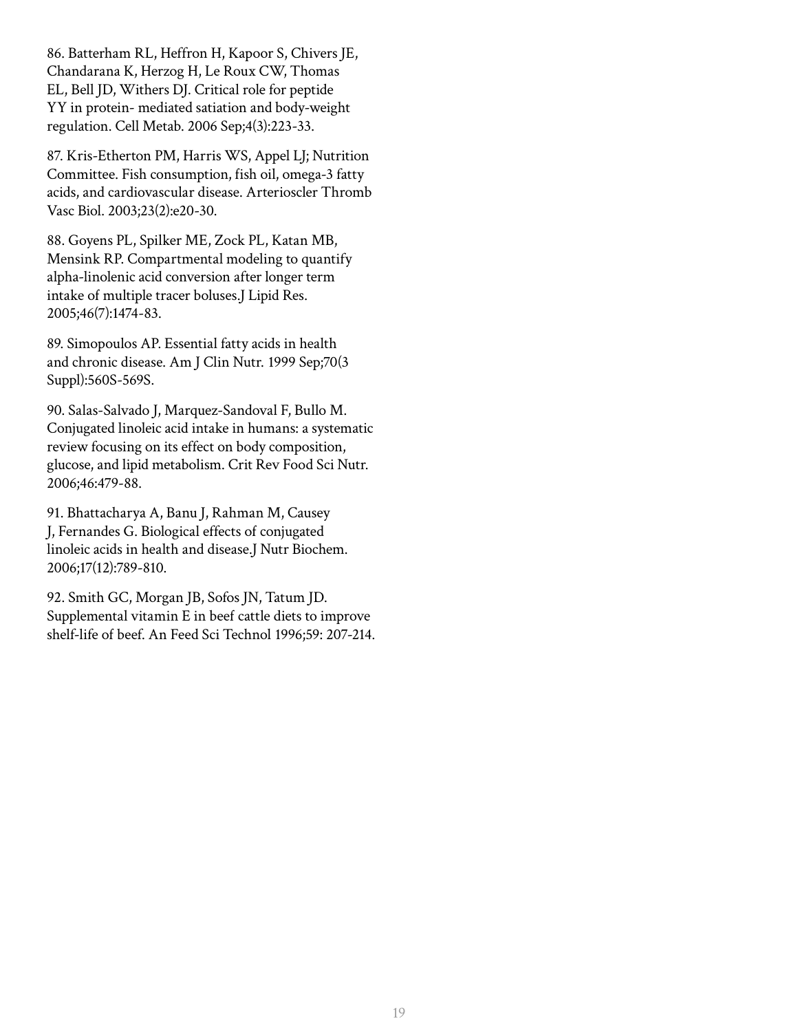86. Batterham RL, Heffron H, Kapoor S, Chivers JE, Chandarana K, Herzog H, Le Roux CW, Thomas EL, Bell JD, Withers DJ. Critical role for peptide YY in protein- mediated satiation and body-weight regulation. Cell Metab. 2006 Sep;4(3):223-33.

87. Kris-Etherton PM, Harris WS, Appel LJ; Nutrition Committee. Fish consumption, fish oil, omega-3 fatty acids, and cardiovascular disease. Arterioscler Thromb Vasc Biol. 2003;23(2):e20-30.

88. Goyens PL, Spilker ME, Zock PL, Katan MB, Mensink RP. Compartmental modeling to quantify alpha-linolenic acid conversion after longer term intake of multiple tracer boluses.J Lipid Res. 2005;46(7):1474-83.

89. Simopoulos AP. Essential fatty acids in health and chronic disease. Am J Clin Nutr. 1999 Sep;70(3 Suppl):560S-569S.

90. Salas-Salvado J, Marquez-Sandoval F, Bullo M. Conjugated linoleic acid intake in humans: a systematic review focusing on its effect on body composition, glucose, and lipid metabolism. Crit Rev Food Sci Nutr. 2006;46:479-88.

91. Bhattacharya A, Banu J, Rahman M, Causey J, Fernandes G. Biological effects of conjugated linoleic acids in health and disease.J Nutr Biochem. 2006;17(12):789-810.

92. Smith GC, Morgan JB, Sofos JN, Tatum JD. Supplemental vitamin E in beef cattle diets to improve shelf-life of beef. An Feed Sci Technol 1996;59: 207-214.